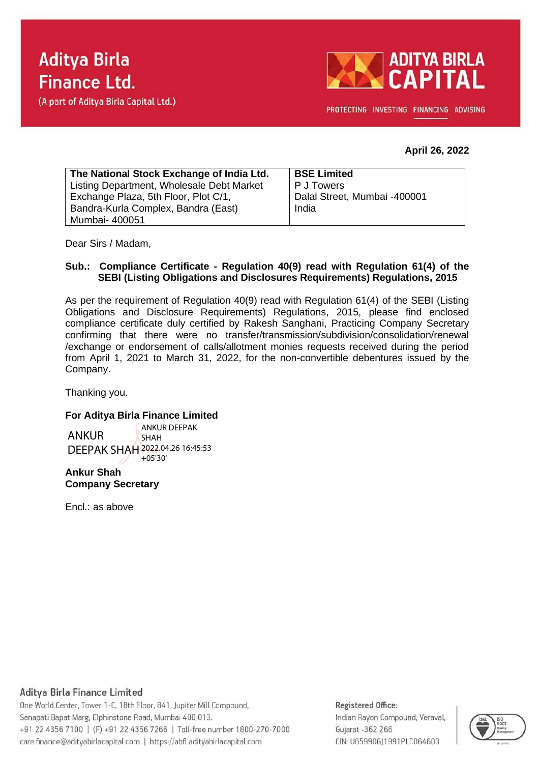**Aditya Birla Finance Ltd.**
(A part of Aditya Birla Capital Ltd.)

**ADITYA BIRLA CAPITAL**

PROTECTING INVESTING FINANCING ADVISING

**April 26, 2022**

| | |
|---|---|
| **The National Stock Exchange of India Ltd.**<br>Listing Department, Wholesale Debt Market<br>Exchange Plaza, 5th Floor, Plot C/1,<br>Bandra-Kurla Complex, Bandra (East)<br>Mumbai- 400051 | **BSE Limited**<br>P J Towers<br>Dalal Street, Mumbai -400001<br>India |

Dear Sirs / Madam,

**Sub.: Compliance Certificate - Regulation 40(9) read with Regulation 61(4) of the SEBI (Listing Obligations and Disclosures Requirements) Regulations, 2015**

As per the requirement of Regulation 40(9) read with Regulation 61(4) of the SEBI (Listing Obligations and Disclosure Requirements) Regulations, 2015, please find enclosed compliance certificate duly certified by Rakesh Sanghani, Practicing Company Secretary confirming that there were no transfer/transmission/subdivision/consolidation/renewal /exchange or endorsement of calls/allotment monies requests received during the period from April 1, 2021 to March 31, 2022, for the non-convertible debentures issued by the Company.

Thanking you.

**For Aditya Birla Finance Limited**

ANKUR DEEPAK SHAH
Digitally signed by ANKUR DEEPAK SHAH 2022.04.26 16:45:53 +05'30'

**Ankur Shah**
**Company Secretary**

Encl.: as above

**Aditya Birla Finance Limited**
One World Center, Tower 1-C, 18th Floor, 841, Jupiter Mill Compound,
Senapati Bapat Marg, Elphinstone Road, Mumbai 400 013.
+91 22 4356 7100 | (F) +91 22 4356 7266 | Toll-free number 1800-270-7000
care.finance@adityabirlacapital.com | https://abfl.adityabirlacapital.com

**Registered Office:**
Indian Rayon Compound, Veraval,
Gujarat -362 266
CIN: U65990GJ1991PLC064603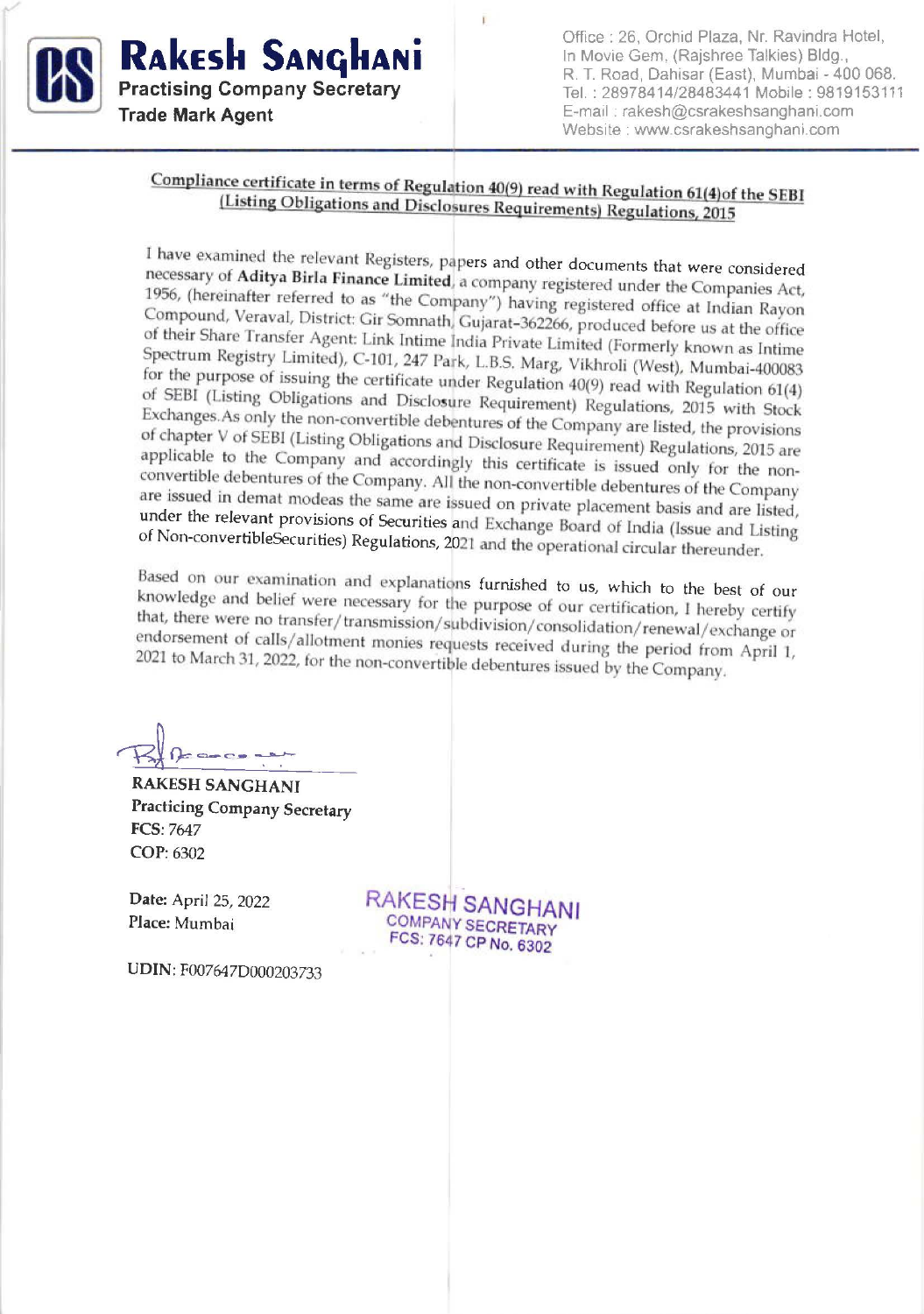**Rakesh Sanghani**
**Practising Company Secretary**
**Trade Mark Agent**

Office : 26, Orchid Plaza, Nr. Ravindra Hotel, In Movie Gem, (Rajshree Talkies) Bldg., R. T. Road, Dahisar (East), Mumbai - 400 068.
Tel. : 28978414/28483441 Mobile : 9819153111
E-mail : rakesh@csrakeshsanghani.com
Website : www.csrakeshsanghani.com

## Compliance certificate in terms of Regulation 40(9) read with Regulation 61(4)of the SEBI (Listing Obligations and Disclosures Requirements) Regulations, 2015

I have examined the relevant Registers, papers and other documents that were considered necessary of **Aditya Birla Finance Limited**, a company registered under the Companies Act, 1956, (hereinafter referred to as "the Company") having registered office at Indian Rayon Compound, Veraval, District: Gir Somnath, Gujarat-362266, produced before us at the office of their Share Transfer Agent: Link Intime India Private Limited (Formerly known as Intime Spectrum Registry Limited), C-101, 247 Park, L.B.S. Marg, Vikhroli (West), Mumbai-400083 for the purpose of issuing the certificate under Regulation 40(9) read with Regulation 61(4) of SEBI (Listing Obligations and Disclosure Requirement) Regulations, 2015 with Stock Exchanges.As only the non-convertible debentures of the Company are listed, the provisions of chapter V of SEBI (Listing Obligations and Disclosure Requirement) Regulations, 2015 are applicable to the Company and accordingly this certificate is issued only for the non-convertible debentures of the Company. All the non-convertible debentures of the Company are issued in demat modeas the same are issued on private placement basis and are listed, under the relevant provisions of Securities and Exchange Board of India (Issue and Listing of Non-convertibleSecurities) Regulations, 2021 and the operational circular thereunder.

Based on our examination and explanations furnished to us, which to the best of our knowledge and belief were necessary for the purpose of our certification, I hereby certify that, there were no transfer/transmission/subdivision/consolidation/renewal/exchange or endorsement of calls/allotment monies requests received during the period from April 1, 2021 to March 31, 2022, for the non-convertible debentures issued by the Company.

**RAKESH SANGHANI**
**Practicing Company Secretary**
**FCS:** 7647
**COP:** 6302

**Date:** April 25, 2022
**Place:** Mumbai

RAKESH SANGHANI
COMPANY SECRETARY
FCS: 7647 CP No. 6302

**UDIN:** F007647D000203733